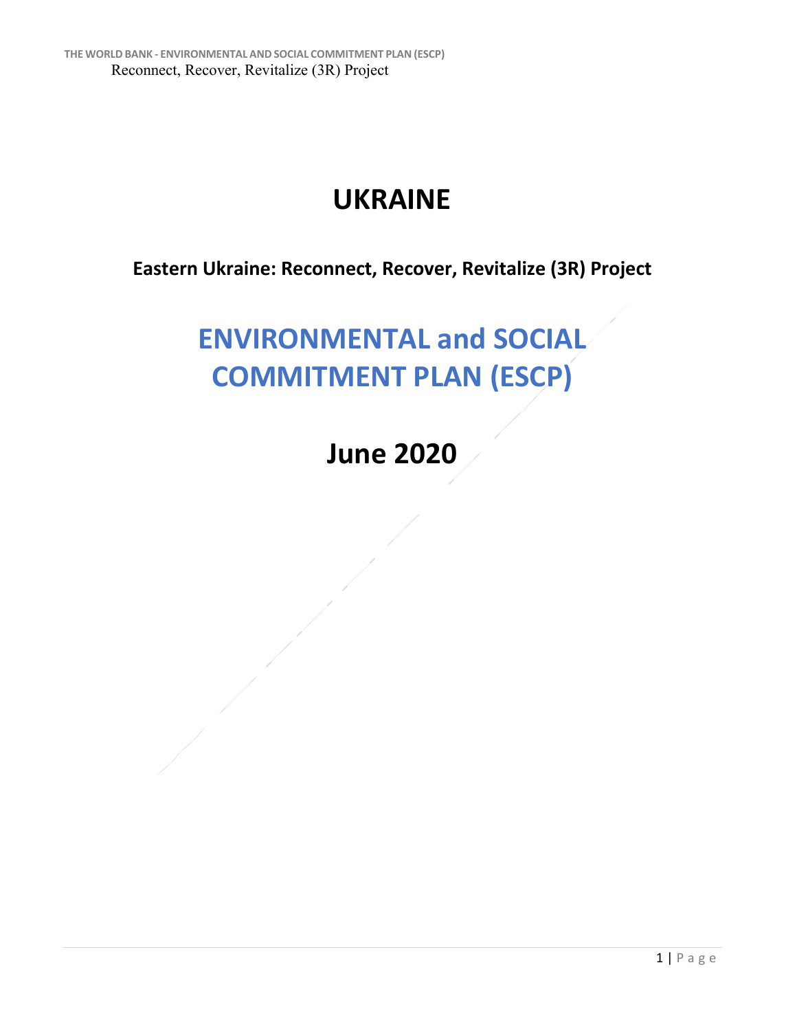# UKRAINE

## Eastern Ukraine: Reconnect, Recover, Revitalize (3R) Project

# ENVIRONMENTAL and SOCIAL COMMITMENT PLAN (ESCP)

## June 2020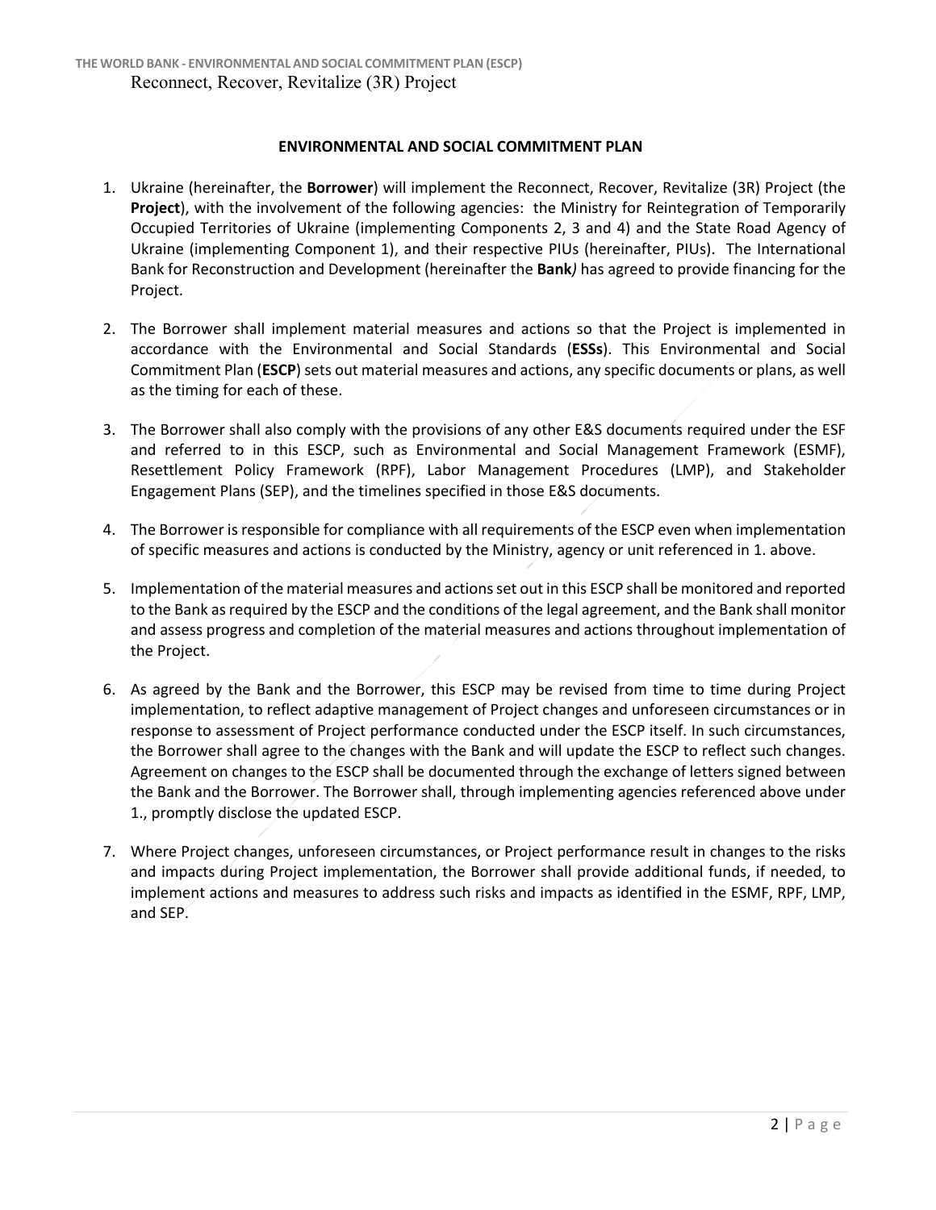## ENVIRONMENTAL AND SOCIAL COMMITMENT PLAN

1. Ukraine (hereinafter, the **Borrower**) will implement the Reconnect, Recover, Revitalize (3R) Project (the **Project**), with the involvement of the following agencies: the Ministry for Reintegration of Temporarily Occupied Territories of Ukraine (implementing Components 2, 3 and 4) and the State Road Agency of Ukraine (implementing Component 1), and their respective PIUs (hereinafter, PIUs). The International Bank for Reconstruction and Development (hereinafter the **Bank**) has agreed to provide financing for the Project.

2. The Borrower shall implement material measures and actions so that the Project is implemented in accordance with the Environmental and Social Standards (**ESSs**). This Environmental and Social Commitment Plan (**ESCP**) sets out material measures and actions, any specific documents or plans, as well as the timing for each of these.

3. The Borrower shall also comply with the provisions of any other E&S documents required under the ESF and referred to in this ESCP, such as Environmental and Social Management Framework (ESMF), Resettlement Policy Framework (RPF), Labor Management Procedures (LMP), and Stakeholder Engagement Plans (SEP), and the timelines specified in those E&S documents.

4. The Borrower is responsible for compliance with all requirements of the ESCP even when implementation of specific measures and actions is conducted by the Ministry, agency or unit referenced in 1. above.

5. Implementation of the material measures and actions set out in this ESCP shall be monitored and reported to the Bank as required by the ESCP and the conditions of the legal agreement, and the Bank shall monitor and assess progress and completion of the material measures and actions throughout implementation of the Project.

6. As agreed by the Bank and the Borrower, this ESCP may be revised from time to time during Project implementation, to reflect adaptive management of Project changes and unforeseen circumstances or in response to assessment of Project performance conducted under the ESCP itself. In such circumstances, the Borrower shall agree to the changes with the Bank and will update the ESCP to reflect such changes. Agreement on changes to the ESCP shall be documented through the exchange of letters signed between the Bank and the Borrower. The Borrower shall, through implementing agencies referenced above under 1., promptly disclose the updated ESCP.

7. Where Project changes, unforeseen circumstances, or Project performance result in changes to the risks and impacts during Project implementation, the Borrower shall provide additional funds, if needed, to implement actions and measures to address such risks and impacts as identified in the ESMF, RPF, LMP, and SEP.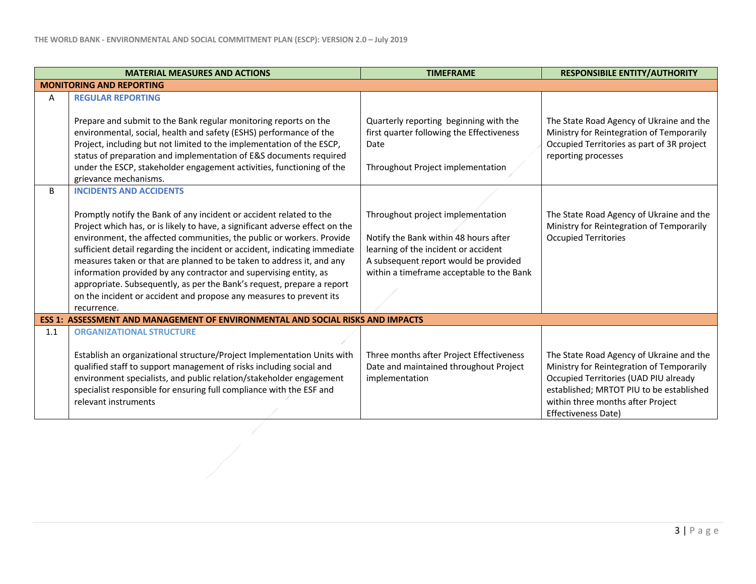| | MATERIAL MEASURES AND ACTIONS | TIMEFRAME | RESPONSIBILE ENTITY/AUTHORITY |
|---|---|---|---|
| **MONITORING AND REPORTING** | | | |
| A | **REGULAR REPORTING**<br><br>Prepare and submit to the Bank regular monitoring reports on the environmental, social, health and safety (ESHS) performance of the Project, including but not limited to the implementation of the ESCP, status of preparation and implementation of E&S documents required under the ESCP, stakeholder engagement activities, functioning of the grievance mechanisms. | Quarterly reporting beginning with the first quarter following the Effectiveness Date<br><br>Throughout Project implementation | The State Road Agency of Ukraine and the Ministry for Reintegration of Temporarily Occupied Territories as part of 3R project reporting processes |
| B | **INCIDENTS AND ACCIDENTS**<br><br>Promptly notify the Bank of any incident or accident related to the Project which has, or is likely to have, a significant adverse effect on the environment, the affected communities, the public or workers. Provide sufficient detail regarding the incident or accident, indicating immediate measures taken or that are planned to be taken to address it, and any information provided by any contractor and supervising entity, as appropriate. Subsequently, as per the Bank's request, prepare a report on the incident or accident and propose any measures to prevent its recurrence. | Throughout project implementation<br><br>Notify the Bank within 48 hours after learning of the incident or accident<br>A subsequent report would be provided within a timeframe acceptable to the Bank | The State Road Agency of Ukraine and the Ministry for Reintegration of Temporarily Occupied Territories |
| **ESS 1: ASSESSMENT AND MANAGEMENT OF ENVIRONMENTAL AND SOCIAL RISKS AND IMPACTS** | | | |
| 1.1 | **ORGANIZATIONAL STRUCTURE**<br><br>Establish an organizational structure/Project Implementation Units with qualified staff to support management of risks including social and environment specialists, and public relation/stakeholder engagement specialist responsible for ensuring full compliance with the ESF and relevant instruments | Three months after Project Effectiveness Date and maintained throughout Project implementation | The State Road Agency of Ukraine and the Ministry for Reintegration of Temporarily Occupied Territories (UAD PIU already established; MRTOT PIU to be established within three months after Project Effectiveness Date) |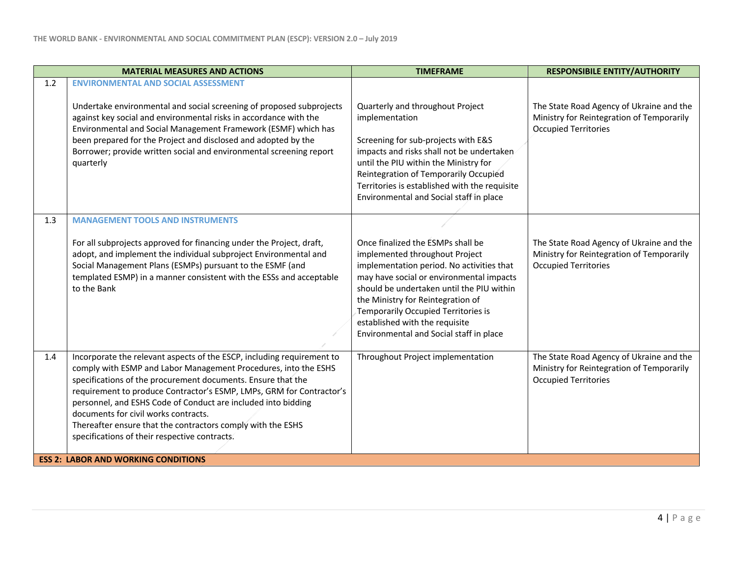| | MATERIAL MEASURES AND ACTIONS | TIMEFRAME | RESPONSIBILE ENTITY/AUTHORITY |
|---|---|---|---|
| 1.2 | **ENVIRONMENTAL AND SOCIAL ASSESSMENT**<br><br>Undertake environmental and social screening of proposed subprojects against key social and environmental risks in accordance with the Environmental and Social Management Framework (ESMF) which has been prepared for the Project and disclosed and adopted by the Borrower; provide written social and environmental screening report quarterly | Quarterly and throughout Project implementation<br><br>Screening for sub-projects with E&S impacts and risks shall not be undertaken until the PIU within the Ministry for Reintegration of Temporarily Occupied Territories is established with the requisite Environmental and Social staff in place | The State Road Agency of Ukraine and the Ministry for Reintegration of Temporarily Occupied Territories |
| 1.3 | **MANAGEMENT TOOLS AND INSTRUMENTS**<br><br>For all subprojects approved for financing under the Project, draft, adopt, and implement the individual subproject Environmental and Social Management Plans (ESMPs) pursuant to the ESMF (and templated ESMP) in a manner consistent with the ESSs and acceptable to the Bank | Once finalized the ESMPs shall be implemented throughout Project implementation period. No activities that may have social or environmental impacts should be undertaken until the PIU within the Ministry for Reintegration of Temporarily Occupied Territories is established with the requisite Environmental and Social staff in place | The State Road Agency of Ukraine and the Ministry for Reintegration of Temporarily Occupied Territories |
| 1.4 | Incorporate the relevant aspects of the ESCP, including requirement to comply with ESMP and Labor Management Procedures, into the ESHS specifications of the procurement documents. Ensure that the requirement to produce Contractor's ESMP, LMPs, GRM for Contractor's personnel, and ESHS Code of Conduct are included into bidding documents for civil works contracts.<br>Thereafter ensure that the contractors comply with the ESHS specifications of their respective contracts. | Throughout Project implementation | The State Road Agency of Ukraine and the Ministry for Reintegration of Temporarily Occupied Territories |
| **ESS 2: LABOR AND WORKING CONDITIONS** | | | |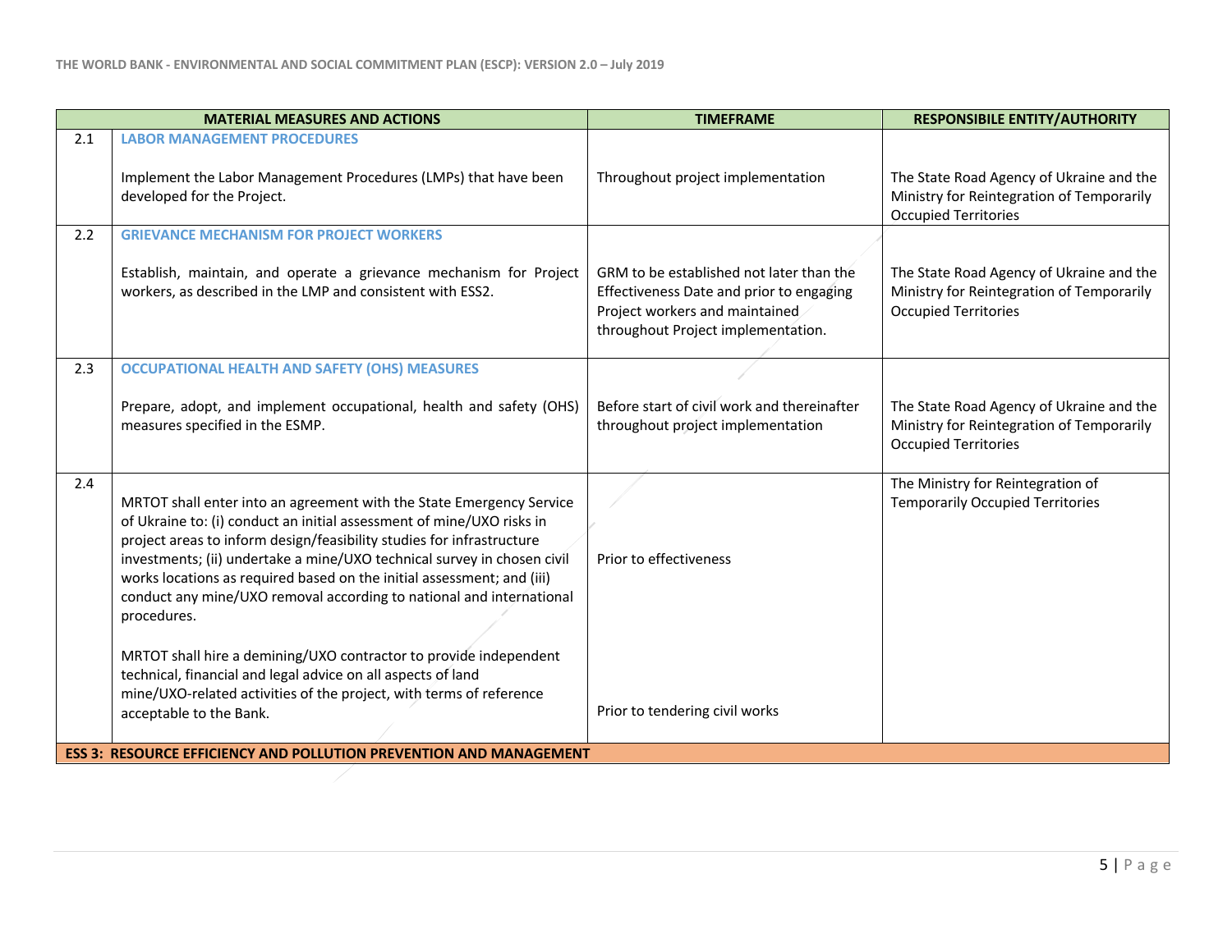| | MATERIAL MEASURES AND ACTIONS | TIMEFRAME | RESPONSIBILE ENTITY/AUTHORITY |
|---|---|---|---|
| 2.1 | **LABOR MANAGEMENT PROCEDURES**<br><br>Implement the Labor Management Procedures (LMPs) that have been developed for the Project. | Throughout project implementation | The State Road Agency of Ukraine and the Ministry for Reintegration of Temporarily Occupied Territories |
| 2.2 | **GRIEVANCE MECHANISM FOR PROJECT WORKERS**<br><br>Establish, maintain, and operate a grievance mechanism for Project workers, as described in the LMP and consistent with ESS2. | GRM to be established not later than the Effectiveness Date and prior to engaging Project workers and maintained throughout Project implementation. | The State Road Agency of Ukraine and the Ministry for Reintegration of Temporarily Occupied Territories |
| 2.3 | **OCCUPATIONAL HEALTH AND SAFETY (OHS) MEASURES**<br><br>Prepare, adopt, and implement occupational, health and safety (OHS) measures specified in the ESMP. | Before start of civil work and thereinafter throughout project implementation | The State Road Agency of Ukraine and the Ministry for Reintegration of Temporarily Occupied Territories |
| 2.4 | MRTOT shall enter into an agreement with the State Emergency Service of Ukraine to: (i) conduct an initial assessment of mine/UXO risks in project areas to inform design/feasibility studies for infrastructure investments; (ii) undertake a mine/UXO technical survey in chosen civil works locations as required based on the initial assessment; and (iii) conduct any mine/UXO removal according to national and international procedures.<br><br>MRTOT shall hire a demining/UXO contractor to provide independent technical, financial and legal advice on all aspects of land mine/UXO-related activities of the project, with terms of reference acceptable to the Bank. | Prior to effectiveness<br><br>Prior to tendering civil works | The Ministry for Reintegration of Temporarily Occupied Territories |
| **ESS 3: RESOURCE EFFICIENCY AND POLLUTION PREVENTION AND MANAGEMENT** | | | |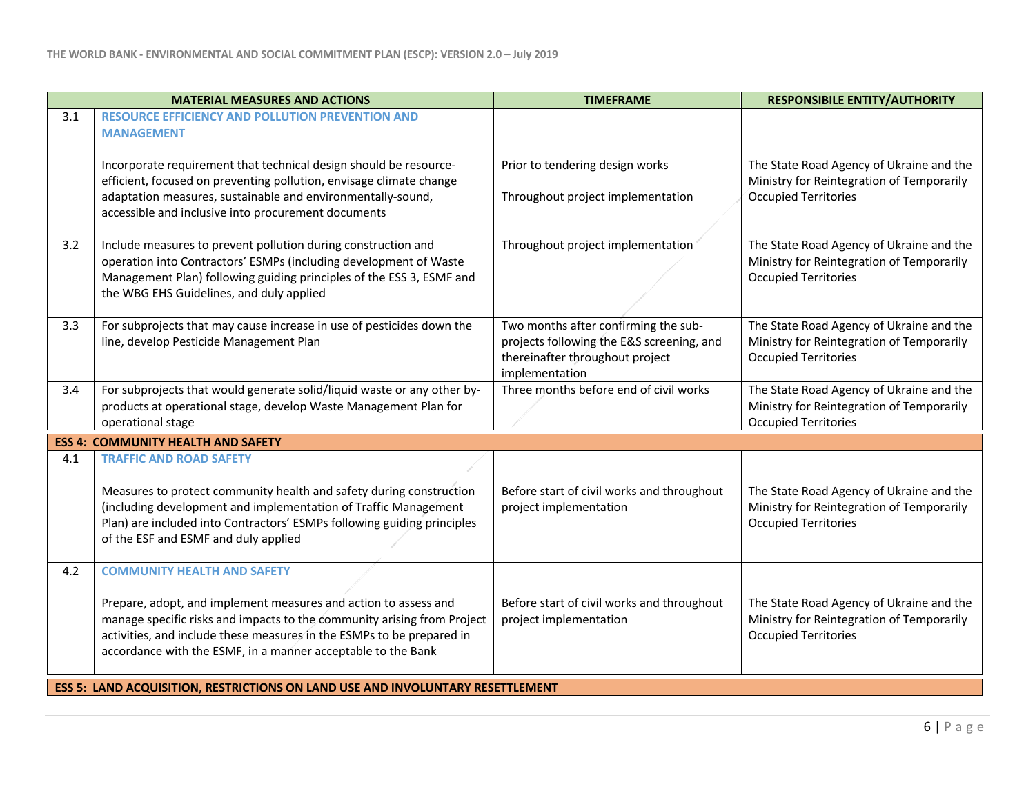| | MATERIAL MEASURES AND ACTIONS | TIMEFRAME | RESPONSIBILE ENTITY/AUTHORITY |
|---|---|---|---|
| 3.1 | **RESOURCE EFFICIENCY AND POLLUTION PREVENTION AND MANAGEMENT**<br><br>Incorporate requirement that technical design should be resource-efficient, focused on preventing pollution, envisage climate change adaptation measures, sustainable and environmentally-sound, accessible and inclusive into procurement documents | Prior to tendering design works<br><br>Throughout project implementation | The State Road Agency of Ukraine and the Ministry for Reintegration of Temporarily Occupied Territories |
| 3.2 | Include measures to prevent pollution during construction and operation into Contractors' ESMPs (including development of Waste Management Plan) following guiding principles of the ESS 3, ESMF and the WBG EHS Guidelines, and duly applied | Throughout project implementation | The State Road Agency of Ukraine and the Ministry for Reintegration of Temporarily Occupied Territories |
| 3.3 | For subprojects that may cause increase in use of pesticides down the line, develop Pesticide Management Plan | Two months after confirming the sub-projects following the E&S screening, and thereinafter throughout project implementation | The State Road Agency of Ukraine and the Ministry for Reintegration of Temporarily Occupied Territories |
| 3.4 | For subprojects that would generate solid/liquid waste or any other by-products at operational stage, develop Waste Management Plan for operational stage | Three months before end of civil works | The State Road Agency of Ukraine and the Ministry for Reintegration of Temporarily Occupied Territories |
| **ESS 4: COMMUNITY HEALTH AND SAFETY** | | | |
| 4.1 | **TRAFFIC AND ROAD SAFETY**<br><br>Measures to protect community health and safety during construction (including development and implementation of Traffic Management Plan) are included into Contractors' ESMPs following guiding principles of the ESF and ESMF and duly applied | Before start of civil works and throughout project implementation | The State Road Agency of Ukraine and the Ministry for Reintegration of Temporarily Occupied Territories |
| 4.2 | **COMMUNITY HEALTH AND SAFETY**<br><br>Prepare, adopt, and implement measures and action to assess and manage specific risks and impacts to the community arising from Project activities, and include these measures in the ESMPs to be prepared in accordance with the ESMF, in a manner acceptable to the Bank | Before start of civil works and throughout project implementation | The State Road Agency of Ukraine and the Ministry for Reintegration of Temporarily Occupied Territories |
| **ESS 5: LAND ACQUISITION, RESTRICTIONS ON LAND USE AND INVOLUNTARY RESETTLEMENT** | | | |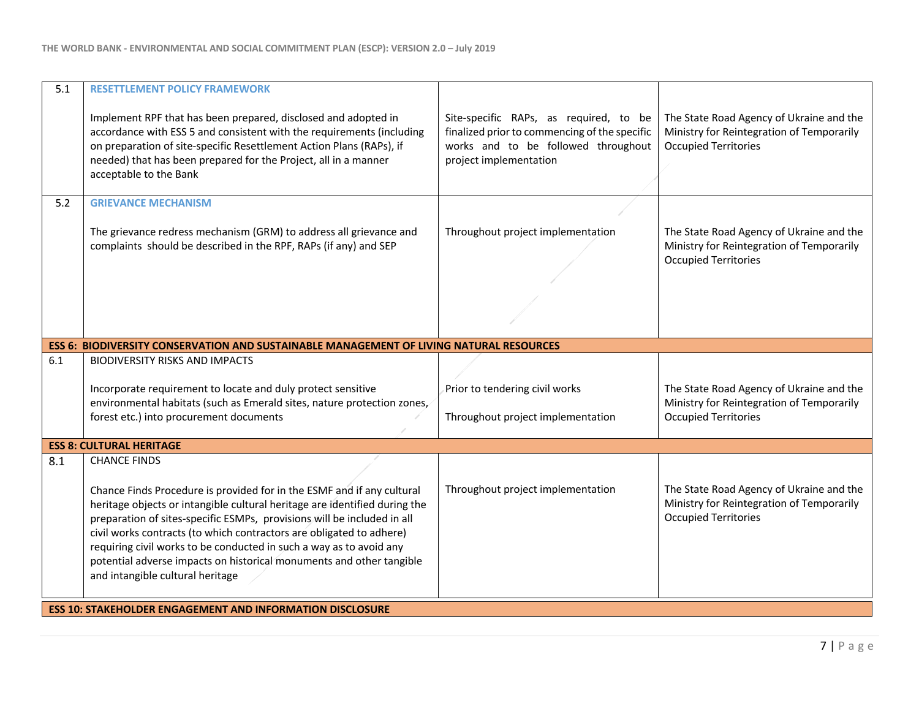| | | | |
|---|---|---|---|
| 5.1 | **RESETTLEMENT POLICY FRAMEWORK**<br><br>Implement RPF that has been prepared, disclosed and adopted in accordance with ESS 5 and consistent with the requirements (including on preparation of site-specific Resettlement Action Plans (RAPs), if needed) that has been prepared for the Project, all in a manner acceptable to the Bank | Site-specific RAPs, as required, to be finalized prior to commencing of the specific works and to be followed throughout project implementation | The State Road Agency of Ukraine and the Ministry for Reintegration of Temporarily Occupied Territories |
| 5.2 | **GRIEVANCE MECHANISM**<br><br>The grievance redress mechanism (GRM) to address all grievance and complaints should be described in the RPF, RAPs (if any) and SEP | Throughout project implementation | The State Road Agency of Ukraine and the Ministry for Reintegration of Temporarily Occupied Territories |
| **ESS 6: BIODIVERSITY CONSERVATION AND SUSTAINABLE MANAGEMENT OF LIVING NATURAL RESOURCES** | | | |
| 6.1 | BIODIVERSITY RISKS AND IMPACTS<br><br>Incorporate requirement to locate and duly protect sensitive environmental habitats (such as Emerald sites, nature protection zones, forest etc.) into procurement documents | Prior to tendering civil works<br><br>Throughout project implementation | The State Road Agency of Ukraine and the Ministry for Reintegration of Temporarily Occupied Territories |
| **ESS 8: CULTURAL HERITAGE** | | | |
| 8.1 | CHANCE FINDS<br><br>Chance Finds Procedure is provided for in the ESMF and if any cultural heritage objects or intangible cultural heritage are identified during the preparation of sites-specific ESMPs, provisions will be included in all civil works contracts (to which contractors are obligated to adhere) requiring civil works to be conducted in such a way as to avoid any potential adverse impacts on historical monuments and other tangible and intangible cultural heritage | Throughout project implementation | The State Road Agency of Ukraine and the Ministry for Reintegration of Temporarily Occupied Territories |
| **ESS 10: STAKEHOLDER ENGAGEMENT AND INFORMATION DISCLOSURE** | | | |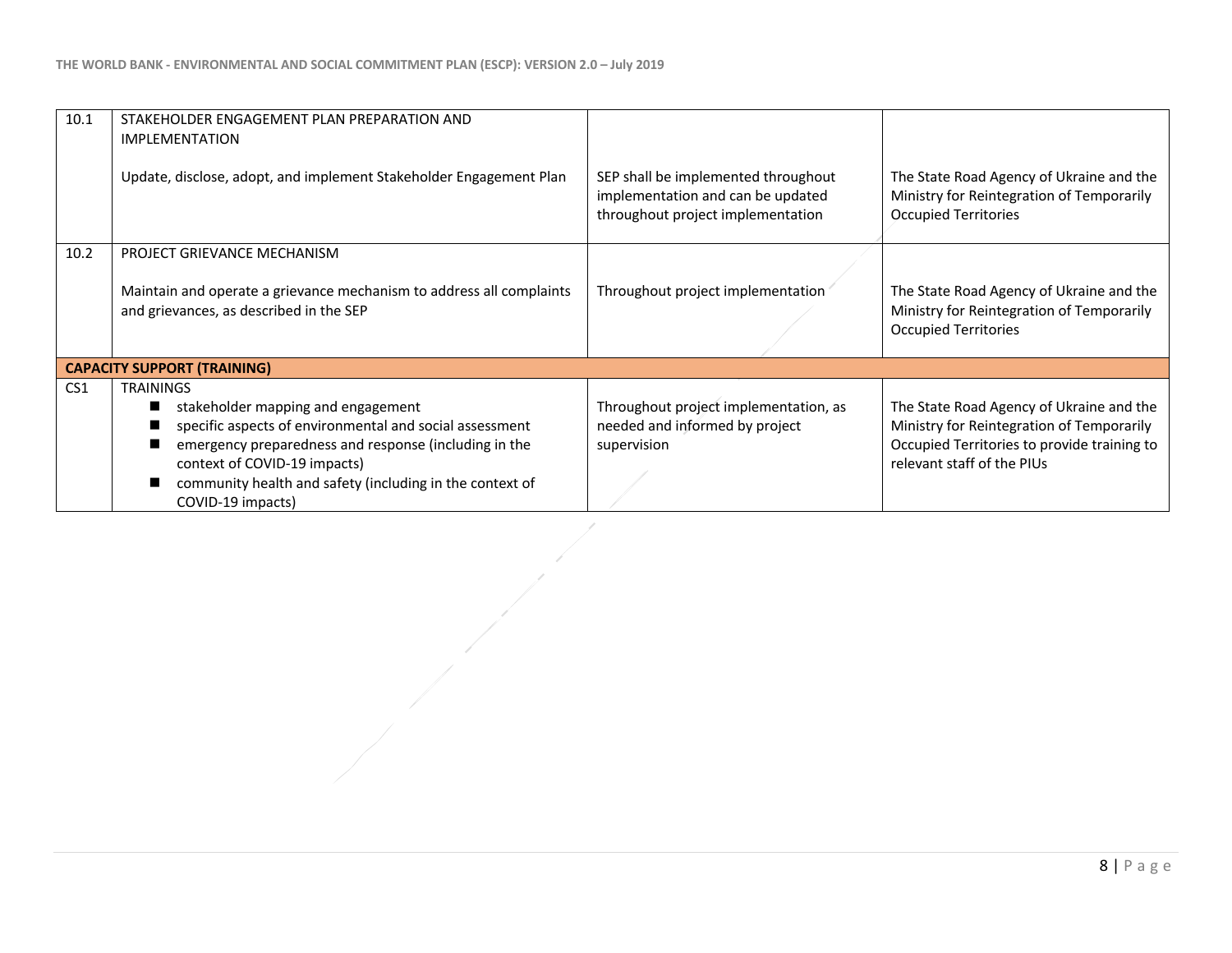| | | | |
|---|---|---|---|
| 10.1 | STAKEHOLDER ENGAGEMENT PLAN PREPARATION AND IMPLEMENTATION<br><br>Update, disclose, adopt, and implement Stakeholder Engagement Plan | SEP shall be implemented throughout implementation and can be updated throughout project implementation | The State Road Agency of Ukraine and the Ministry for Reintegration of Temporarily Occupied Territories |
| 10.2 | PROJECT GRIEVANCE MECHANISM<br><br>Maintain and operate a grievance mechanism to address all complaints and grievances, as described in the SEP | Throughout project implementation | The State Road Agency of Ukraine and the Ministry for Reintegration of Temporarily Occupied Territories |
| **CAPACITY SUPPORT (TRAINING)** | | | |
| CS1 | TRAININGS<br>■ stakeholder mapping and engagement<br>■ specific aspects of environmental and social assessment<br>■ emergency preparedness and response (including in the context of COVID-19 impacts)<br>■ community health and safety (including in the context of COVID-19 impacts) | Throughout project implementation, as needed and informed by project supervision | The State Road Agency of Ukraine and the Ministry for Reintegration of Temporarily Occupied Territories to provide training to relevant staff of the PIUs |